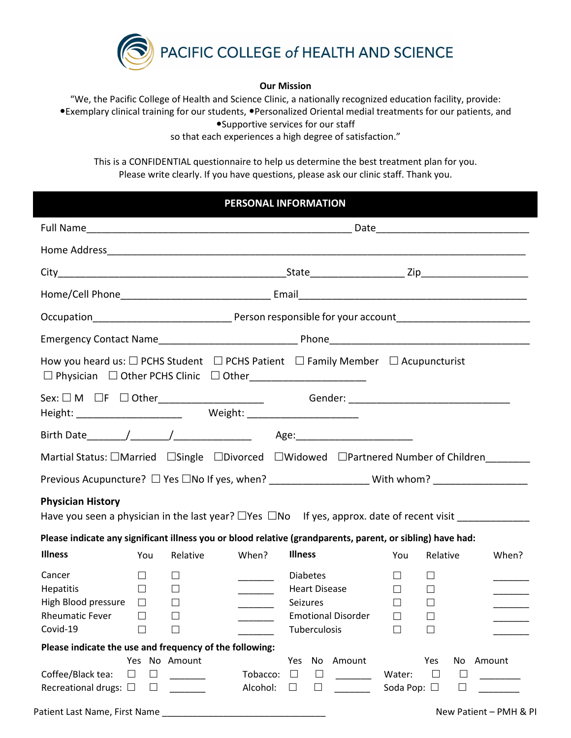# PACIFIC COLLEGE *of* HEALTH AND SCIENCE

**Our Mission**

"We, the Pacific College of Health and Science Clinic, a nationally recognized education facility, provide:
•Exemplary clinical training for our students, •Personalized Oriental medial treatments for our patients, and
•Supportive services for our staff
so that each experiences a high degree of satisfaction."

This is a CONFIDENTIAL questionnaire to help us determine the best treatment plan for you.
Please write clearly. If you have questions, please ask our clinic staff. Thank you.

## PERSONAL INFORMATION

Full Name_______________________________________________ Date__________________________

Home Address_____________________________________________________________________________

City_________________________________________State_________________ Zip___________________

Home/Cell Phone__________________________ Email________________________________________

Occupation________________________ Person responsible for your account______________________

Emergency Contact Name________________________ Phone____________________________________

How you heard us: ☐ PCHS Student ☐ PCHS Patient ☐ Family Member ☐ Acupuncturist
☐ Physician ☐ Other PCHS Clinic ☐ Other____________________

Sex: ☐ M ☐F ☐ Other__________________ Gender: ____________________________
Height: ___________________ Weight: ____________________

Birth Date_______/_______/_____________ Age:_____________________

Martial Status: ☐Married ☐Single ☐Divorced ☐Widowed ☐Partnered Number of Children________

Previous Acupuncture? ☐ Yes ☐No If yes, when? _________________ With whom? ________________

**Physician History**

Have you seen a physician in the last year? ☐Yes ☐No If yes, approx. date of recent visit ____________

**Please indicate any significant illness you or blood relative (grandparents, parent, or sibling) have had:**

| **Illness** | You | Relative | When? | **Illness** | You | Relative | When? |
|---|---|---|---|---|---|---|---|
| Cancer | ☐ | ☐ | _______ | Diabetes | ☐ | ☐ | _______ |
| Hepatitis | ☐ | ☐ | _______ | Heart Disease | ☐ | ☐ | _______ |
| High Blood pressure | ☐ | ☐ | _______ | Seizures | ☐ | ☐ | _______ |
| Rheumatic Fever | ☐ | ☐ | _______ | Emotional Disorder | ☐ | ☐ | _______ |
| Covid-19 | ☐ | ☐ | _______ | Tuberculosis | ☐ | ☐ | _______ |

**Please indicate the use and frequency of the following:**

| | Yes | No | Amount | | Yes | No | Amount | | Yes | No | Amount |
|---|---|---|---|---|---|---|---|---|---|---|---|
| Coffee/Black tea: | ☐ | ☐ | _______ | Tobacco: | ☐ | ☐ | _______ | Water: | ☐ | ☐ | _______ |
| Recreational drugs: | ☐ | ☐ | _______ | Alcohol: | ☐ | ☐ | _______ | Soda Pop: | ☐ | ☐ | _______ |

Patient Last Name, First Name ________________________________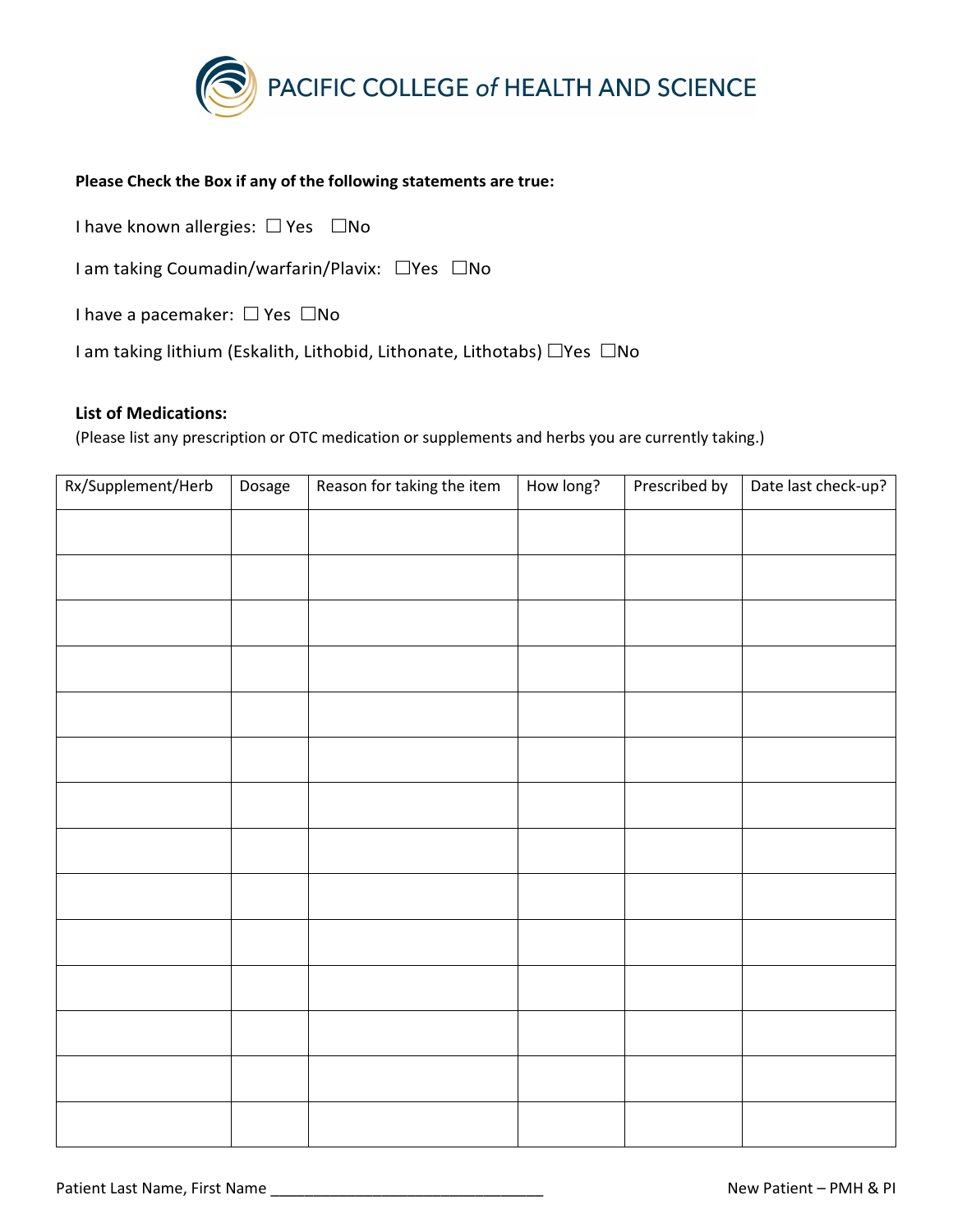PACIFIC COLLEGE *of* HEALTH AND SCIENCE

**Please Check the Box if any of the following statements are true:**

I have known allergies: ☐ Yes ☐No

I am taking Coumadin/warfarin/Plavix: ☐Yes ☐No

I have a pacemaker: ☐ Yes ☐No

I am taking lithium (Eskalith, Lithobid, Lithonate, Lithotabs) ☐Yes ☐No

**List of Medications:**

(Please list any prescription or OTC medication or supplements and herbs you are currently taking.)

| Rx/Supplement/Herb | Dosage | Reason for taking the item | How long? | Prescribed by | Date last check-up? |
|---|---|---|---|---|---|
| | | | | | |
| | | | | | |
| | | | | | |
| | | | | | |
| | | | | | |
| | | | | | |
| | | | | | |
| | | | | | |
| | | | | | |
| | | | | | |
| | | | | | |
| | | | | | |
| | | | | | |
| | | | | | |

Patient Last Name, First Name _______________________________

New Patient – PMH & PI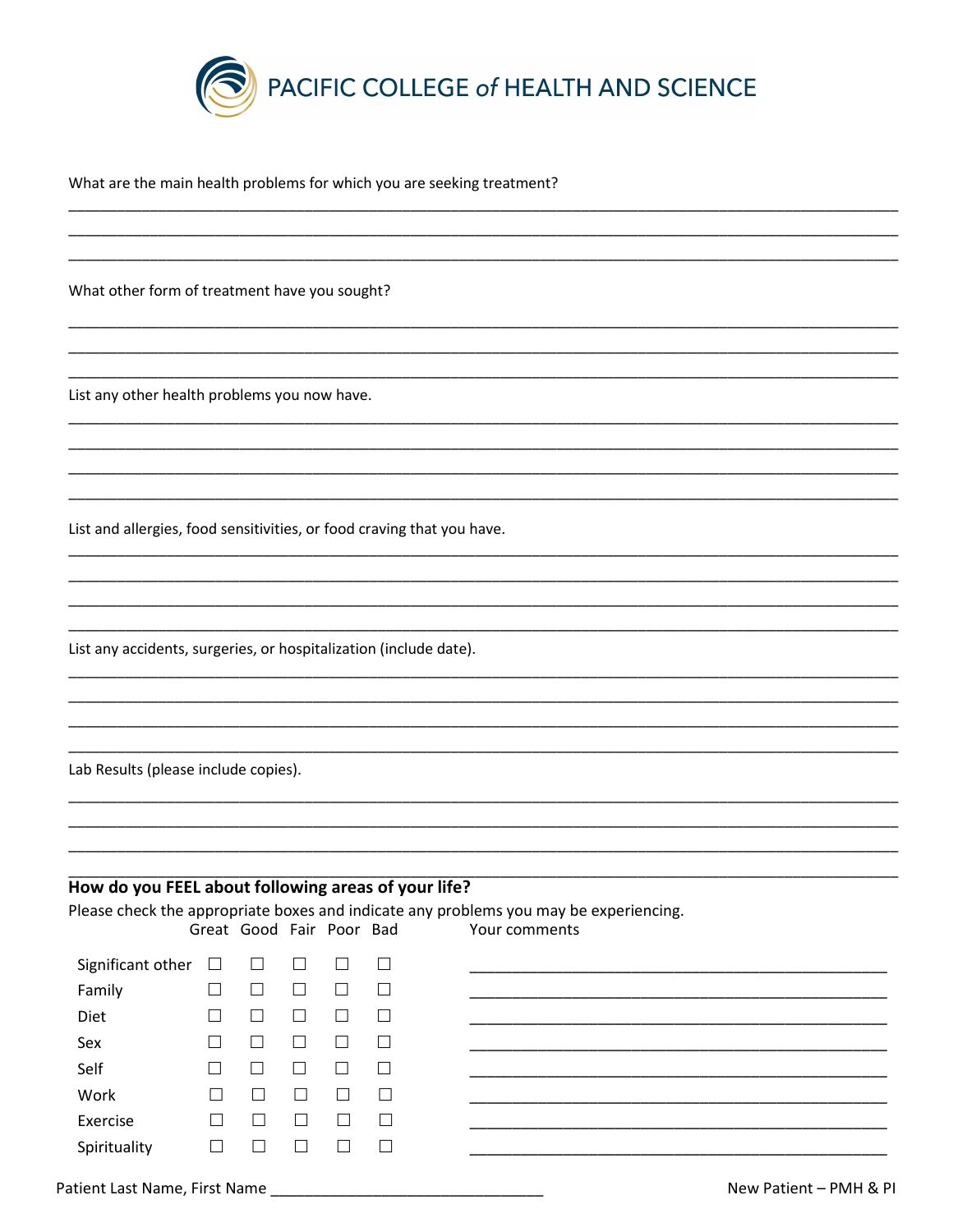PACIFIC COLLEGE *of* HEALTH AND SCIENCE

What are the main health problems for which you are seeking treatment?

___________________________________________________________________________

___________________________________________________________________________

___________________________________________________________________________

What other form of treatment have you sought?

___________________________________________________________________________

___________________________________________________________________________

___________________________________________________________________________

List any other health problems you now have.

___________________________________________________________________________

___________________________________________________________________________

___________________________________________________________________________

___________________________________________________________________________

List and allergies, food sensitivities, or food craving that you have.

___________________________________________________________________________

___________________________________________________________________________

___________________________________________________________________________

___________________________________________________________________________

List any accidents, surgeries, or hospitalization (include date).

___________________________________________________________________________

___________________________________________________________________________

___________________________________________________________________________

___________________________________________________________________________

Lab Results (please include copies).

___________________________________________________________________________

___________________________________________________________________________

___________________________________________________________________________

___________________________________________________________________________

**How do you FEEL about following areas of your life?**

Please check the appropriate boxes and indicate any problems you may be experiencing.

| | Great | Good | Fair | Poor | Bad | Your comments |
|---|---|---|---|---|---|---|
| Significant other | ☐ | ☐ | ☐ | ☐ | ☐ | ______________________ |
| Family | ☐ | ☐ | ☐ | ☐ | ☐ | ______________________ |
| Diet | ☐ | ☐ | ☐ | ☐ | ☐ | ______________________ |
| Sex | ☐ | ☐ | ☐ | ☐ | ☐ | ______________________ |
| Self | ☐ | ☐ | ☐ | ☐ | ☐ | ______________________ |
| Work | ☐ | ☐ | ☐ | ☐ | ☐ | ______________________ |
| Exercise | ☐ | ☐ | ☐ | ☐ | ☐ | ______________________ |
| Spirituality | ☐ | ☐ | ☐ | ☐ | ☐ | ______________________ |

Patient Last Name, First Name ______________________________

New Patient – PMH & PI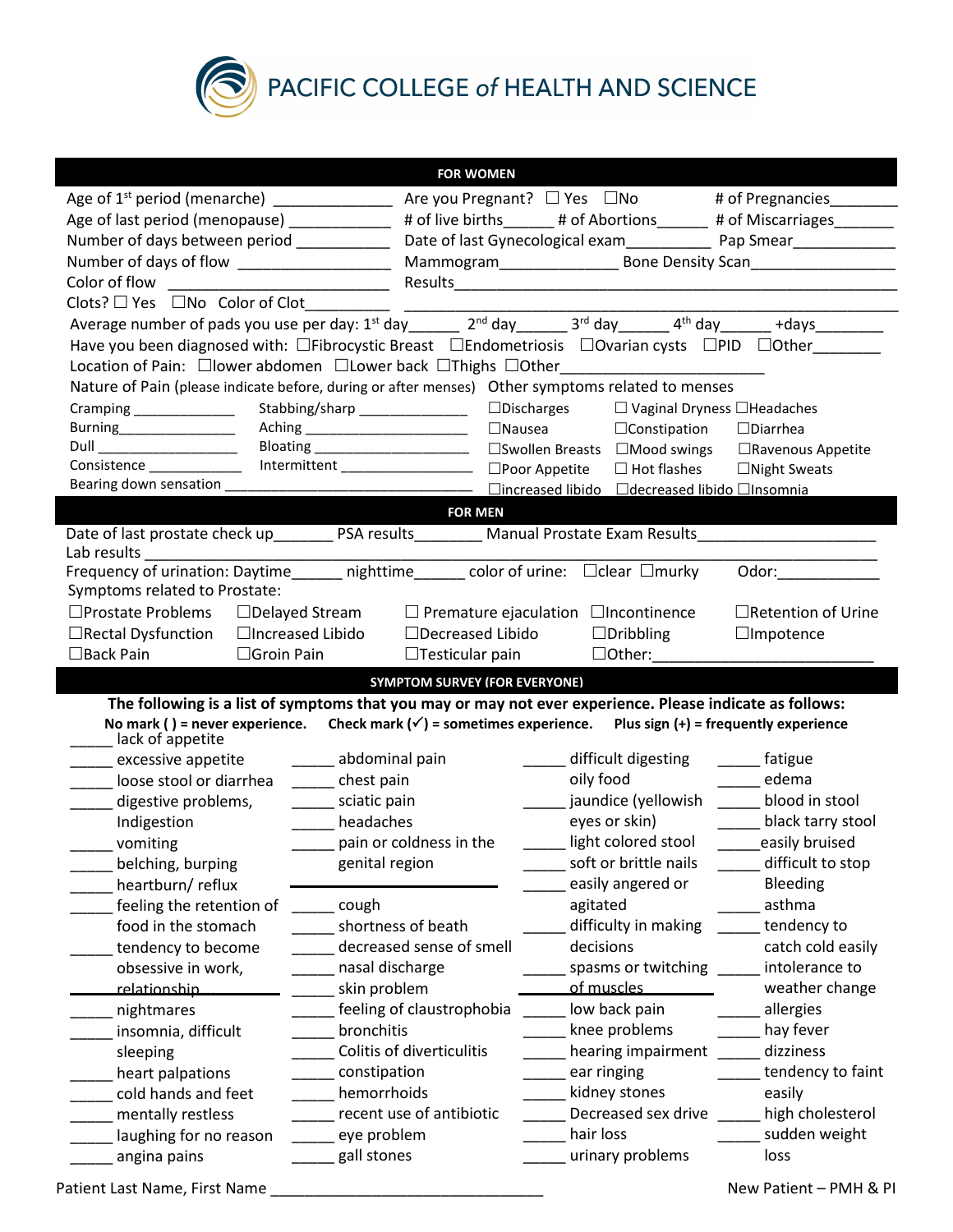# PACIFIC COLLEGE *of* HEALTH AND SCIENCE

## FOR WOMEN

Age of 1st period (menarche) ______________ Are you Pregnant? ☐ Yes ☐No # of Pregnancies________

Age of last period (menopause) ____________ # of live births______ # of Abortions______ # of Miscarriages_______

Number of days between period ___________ Date of last Gynecological exam__________ Pap Smear____________

Number of days of flow __________________ Mammogram______________ Bone Density Scan_________________

Color of flow ___________________________ Results_____________________________________________________

Clots? ☐ Yes ☐No Color of Clot__________ ____________________________________________________________

Average number of pads you use per day: 1st day______ 2nd day______ 3rd day______ 4th day______ +days________

Have you been diagnosed with: ☐Fibrocystic Breast ☐Endometriosis ☐Ovarian cysts ☐PID ☐Other________

Location of Pain: ☐lower abdomen ☐Lower back ☐Thighs ☐Other_______________________

Nature of Pain (please indicate before, during or after menses)

- Cramping _____________
- Burning_______________
- Dull __________________
- Consistence ____________
- Bearing down sensation ________________________________
- Stabbing/sharp _____________
- Aching _____________________
- Bloating ____________________
- Intermittent _________________

Other symptoms related to menses

| | | |
|---|---|---|
| ☐Discharges | ☐ Vaginal Dryness | ☐Headaches |
| ☐Nausea | ☐Constipation | ☐Diarrhea |
| ☐Swollen Breasts | ☐Mood swings | ☐Ravenous Appetite |
| ☐Poor Appetite | ☐ Hot flashes | ☐Night Sweats |
| ☐increased libido | ☐decreased libido | ☐Insomnia |

## FOR MEN

Date of last prostate check up_______ PSA results________ Manual Prostate Exam Results_____________________

Lab results _____________________________________________________________________________________

Frequency of urination: Daytime______ nighttime______ color of urine: ☐clear ☐murky Odor:___________

Symptoms related to Prostate:

| | | | | |
|---|---|---|---|---|
| ☐Prostate Problems | ☐Delayed Stream | ☐ Premature ejaculation | ☐Incontinence | ☐Retention of Urine |
| ☐Rectal Dysfunction | ☐Increased Libido | ☐Decreased Libido | ☐Dribbling | ☐Impotence |
| ☐Back Pain | ☐Groin Pain | ☐Testicular pain | ☐Other:_________________________ | |

## SYMPTOM SURVEY (FOR EVERYONE)

**The following is a list of symptoms that you may or may not ever experience. Please indicate as follows:**

**No mark ( ) = never experience. Check mark (✓) = sometimes experience. Plus sign (+) = frequently experience**

- _____ lack of appetite
- _____ excessive appetite
- _____ loose stool or diarrhea
- _____ digestive problems, Indigestion
- _____ vomiting
- _____ belching, burping
- _____ heartburn/ reflux
- _____ feeling the retention of food in the stomach
- _____ tendency to become obsessive in work, relationship
- _____ nightmares
- _____ insomnia, difficult sleeping
- _____ heart palpations
- _____ cold hands and feet
- _____ mentally restless
- _____ laughing for no reason
- _____ angina pains
- _____ abdominal pain
- _____ chest pain
- _____ sciatic pain
- _____ headaches
- _____ pain or coldness in the genital region
- _____ cough
- _____ shortness of beath
- _____ decreased sense of smell
- _____ nasal discharge
- _____ skin problem
- _____ feeling of claustrophobia
- _____ bronchitis
- _____ Colitis of diverticulitis
- _____ constipation
- _____ hemorrhoids
- _____ recent use of antibiotic
- _____ eye problem
- _____ gall stones
- _____ difficult digesting oily food
- _____ jaundice (yellowish eyes or skin)
- _____ light colored stool
- _____ soft or brittle nails
- _____ easily angered or agitated
- _____ difficulty in making decisions
- _____ spasms or twitching of muscles
- _____ low back pain
- _____ knee problems
- _____ hearing impairment
- _____ ear ringing
- _____ kidney stones
- _____ Decreased sex drive
- _____ hair loss
- _____ urinary problems
- _____ fatigue
- _____ edema
- _____ blood in stool
- _____ black tarry stool
- _____ easily bruised
- _____ difficult to stop Bleeding
- _____ asthma
- _____ tendency to catch cold easily
- _____ intolerance to weather change
- _____ allergies
- _____ hay fever
- _____ dizziness
- _____ tendency to faint easily
- _____ high cholesterol
- _____ sudden weight loss

Patient Last Name, First Name ________________________________ New Patient – PMH & PI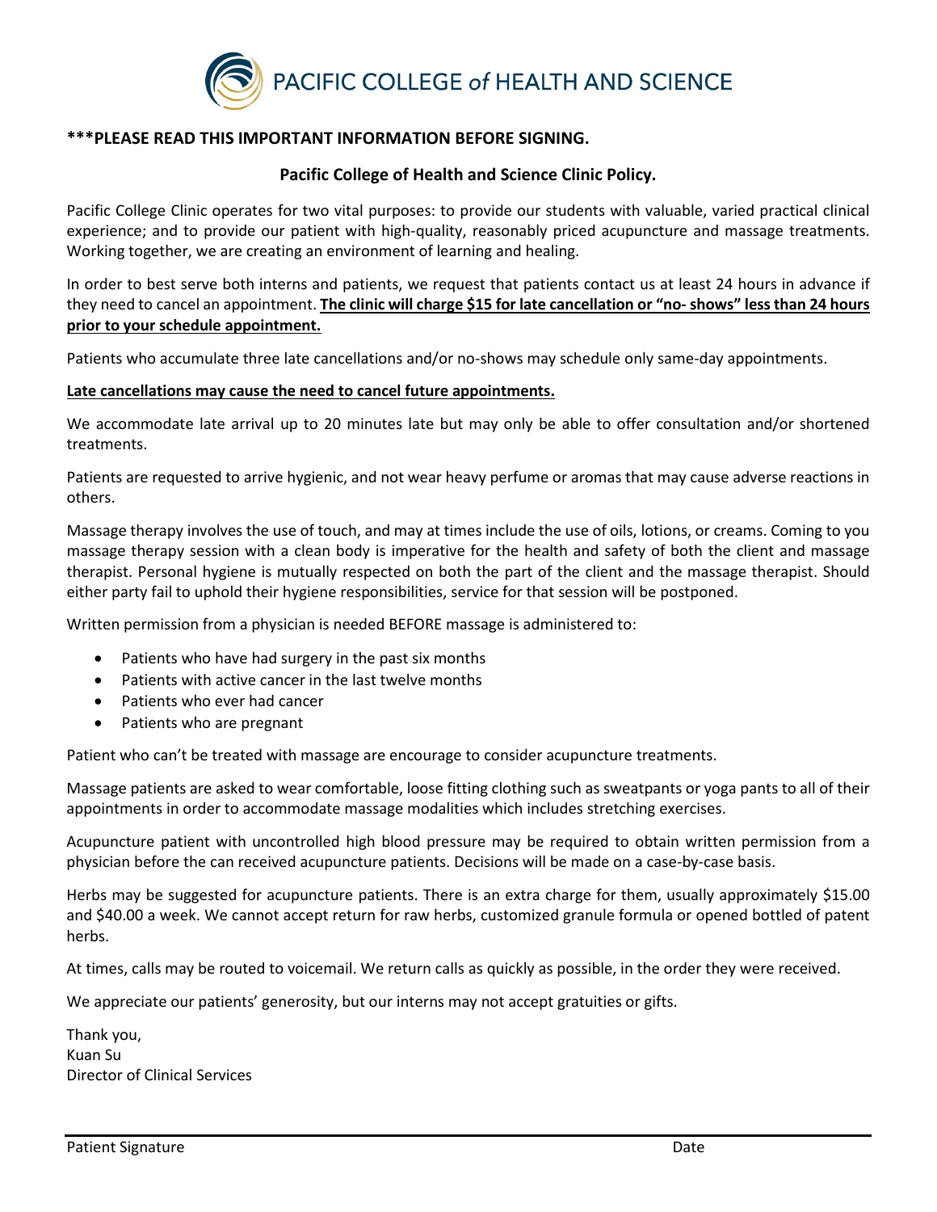# PACIFIC COLLEGE *of* HEALTH AND SCIENCE

**\*\*\*PLEASE READ THIS IMPORTANT INFORMATION BEFORE SIGNING.**

## Pacific College of Health and Science Clinic Policy.

Pacific College Clinic operates for two vital purposes: to provide our students with valuable, varied practical clinical experience; and to provide our patient with high-quality, reasonably priced acupuncture and massage treatments. Working together, we are creating an environment of learning and healing.

In order to best serve both interns and patients, we request that patients contact us at least 24 hours in advance if they need to cancel an appointment. **<u>The clinic will charge $15 for late cancellation or "no- shows" less than 24 hours prior to your schedule appointment.</u>**

Patients who accumulate three late cancellations and/or no-shows may schedule only same-day appointments.

**<u>Late cancellations may cause the need to cancel future appointments.</u>**

We accommodate late arrival up to 20 minutes late but may only be able to offer consultation and/or shortened treatments.

Patients are requested to arrive hygienic, and not wear heavy perfume or aromas that may cause adverse reactions in others.

Massage therapy involves the use of touch, and may at times include the use of oils, lotions, or creams. Coming to you massage therapy session with a clean body is imperative for the health and safety of both the client and massage therapist. Personal hygiene is mutually respected on both the part of the client and the massage therapist. Should either party fail to uphold their hygiene responsibilities, service for that session will be postponed.

Written permission from a physician is needed BEFORE massage is administered to:

- Patients who have had surgery in the past six months
- Patients with active cancer in the last twelve months
- Patients who ever had cancer
- Patients who are pregnant

Patient who can't be treated with massage are encourage to consider acupuncture treatments.

Massage patients are asked to wear comfortable, loose fitting clothing such as sweatpants or yoga pants to all of their appointments in order to accommodate massage modalities which includes stretching exercises.

Acupuncture patient with uncontrolled high blood pressure may be required to obtain written permission from a physician before the can received acupuncture patients. Decisions will be made on a case-by-case basis.

Herbs may be suggested for acupuncture patients. There is an extra charge for them, usually approximately $15.00 and $40.00 a week. We cannot accept return for raw herbs, customized granule formula or opened bottled of patent herbs.

At times, calls may be routed to voicemail. We return calls as quickly as possible, in the order they were received.

We appreciate our patients' generosity, but our interns may not accept gratuities or gifts.

Thank you,
Kuan Su
Director of Clinical Services

Patient Signature — Date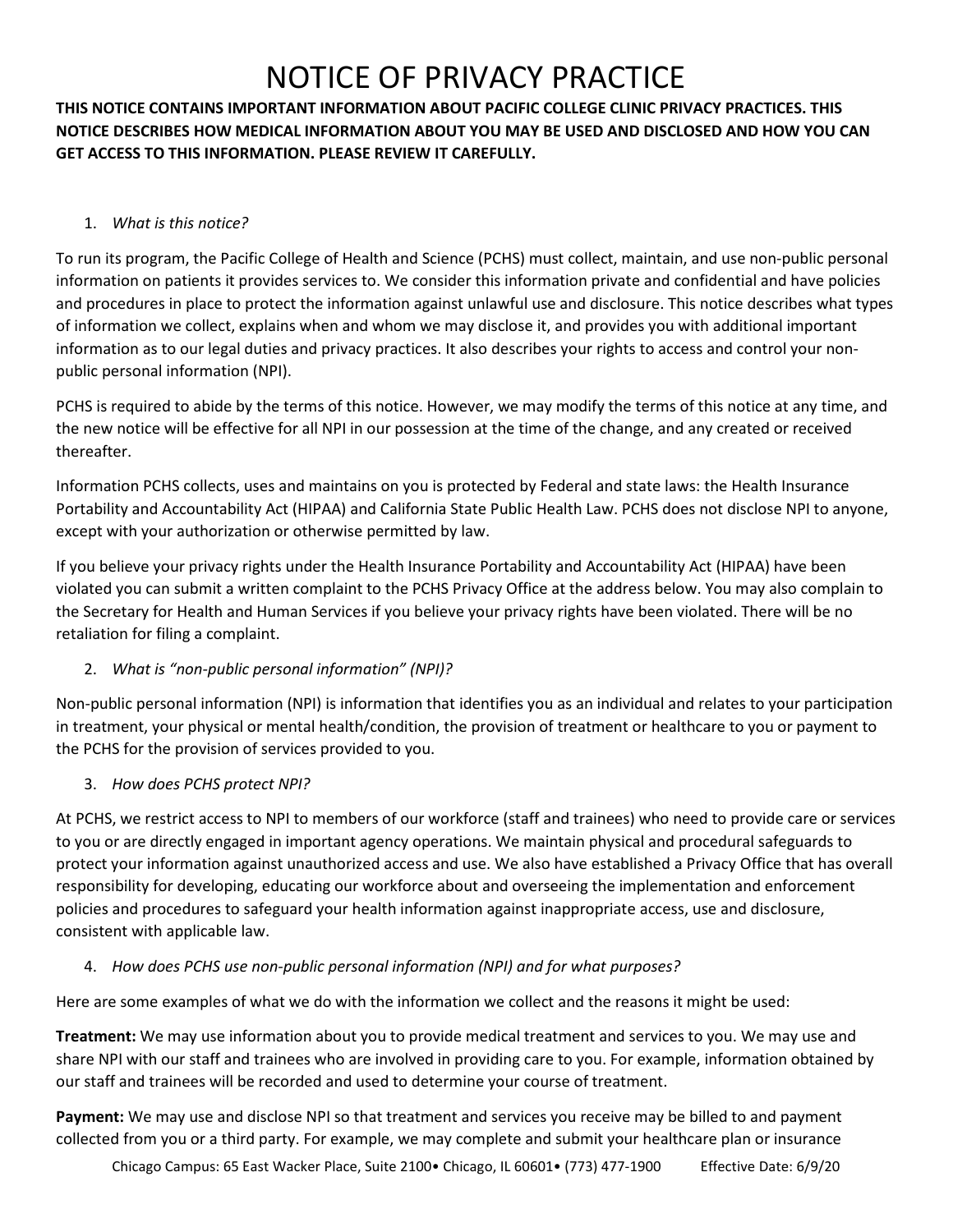# NOTICE OF PRIVACY PRACTICE

**THIS NOTICE CONTAINS IMPORTANT INFORMATION ABOUT PACIFIC COLLEGE CLINIC PRIVACY PRACTICES. THIS NOTICE DESCRIBES HOW MEDICAL INFORMATION ABOUT YOU MAY BE USED AND DISCLOSED AND HOW YOU CAN GET ACCESS TO THIS INFORMATION. PLEASE REVIEW IT CAREFULLY.**

1. *What is this notice?*

To run its program, the Pacific College of Health and Science (PCHS) must collect, maintain, and use non-public personal information on patients it provides services to. We consider this information private and confidential and have policies and procedures in place to protect the information against unlawful use and disclosure. This notice describes what types of information we collect, explains when and whom we may disclose it, and provides you with additional important information as to our legal duties and privacy practices. It also describes your rights to access and control your non-public personal information (NPI).

PCHS is required to abide by the terms of this notice. However, we may modify the terms of this notice at any time, and the new notice will be effective for all NPI in our possession at the time of the change, and any created or received thereafter.

Information PCHS collects, uses and maintains on you is protected by Federal and state laws: the Health Insurance Portability and Accountability Act (HIPAA) and California State Public Health Law. PCHS does not disclose NPI to anyone, except with your authorization or otherwise permitted by law.

If you believe your privacy rights under the Health Insurance Portability and Accountability Act (HIPAA) have been violated you can submit a written complaint to the PCHS Privacy Office at the address below. You may also complain to the Secretary for Health and Human Services if you believe your privacy rights have been violated. There will be no retaliation for filing a complaint.

2. *What is "non-public personal information" (NPI)?*

Non-public personal information (NPI) is information that identifies you as an individual and relates to your participation in treatment, your physical or mental health/condition, the provision of treatment or healthcare to you or payment to the PCHS for the provision of services provided to you.

3. *How does PCHS protect NPI?*

At PCHS, we restrict access to NPI to members of our workforce (staff and trainees) who need to provide care or services to you or are directly engaged in important agency operations. We maintain physical and procedural safeguards to protect your information against unauthorized access and use. We also have established a Privacy Office that has overall responsibility for developing, educating our workforce about and overseeing the implementation and enforcement policies and procedures to safeguard your health information against inappropriate access, use and disclosure, consistent with applicable law.

4. *How does PCHS use non-public personal information (NPI) and for what purposes?*

Here are some examples of what we do with the information we collect and the reasons it might be used:

**Treatment:** We may use information about you to provide medical treatment and services to you. We may use and share NPI with our staff and trainees who are involved in providing care to you. For example, information obtained by our staff and trainees will be recorded and used to determine your course of treatment.

**Payment:** We may use and disclose NPI so that treatment and services you receive may be billed to and payment collected from you or a third party. For example, we may complete and submit your healthcare plan or insurance

Chicago Campus: 65 East Wacker Place, Suite 2100• Chicago, IL 60601• (773) 477-1900 Effective Date: 6/9/20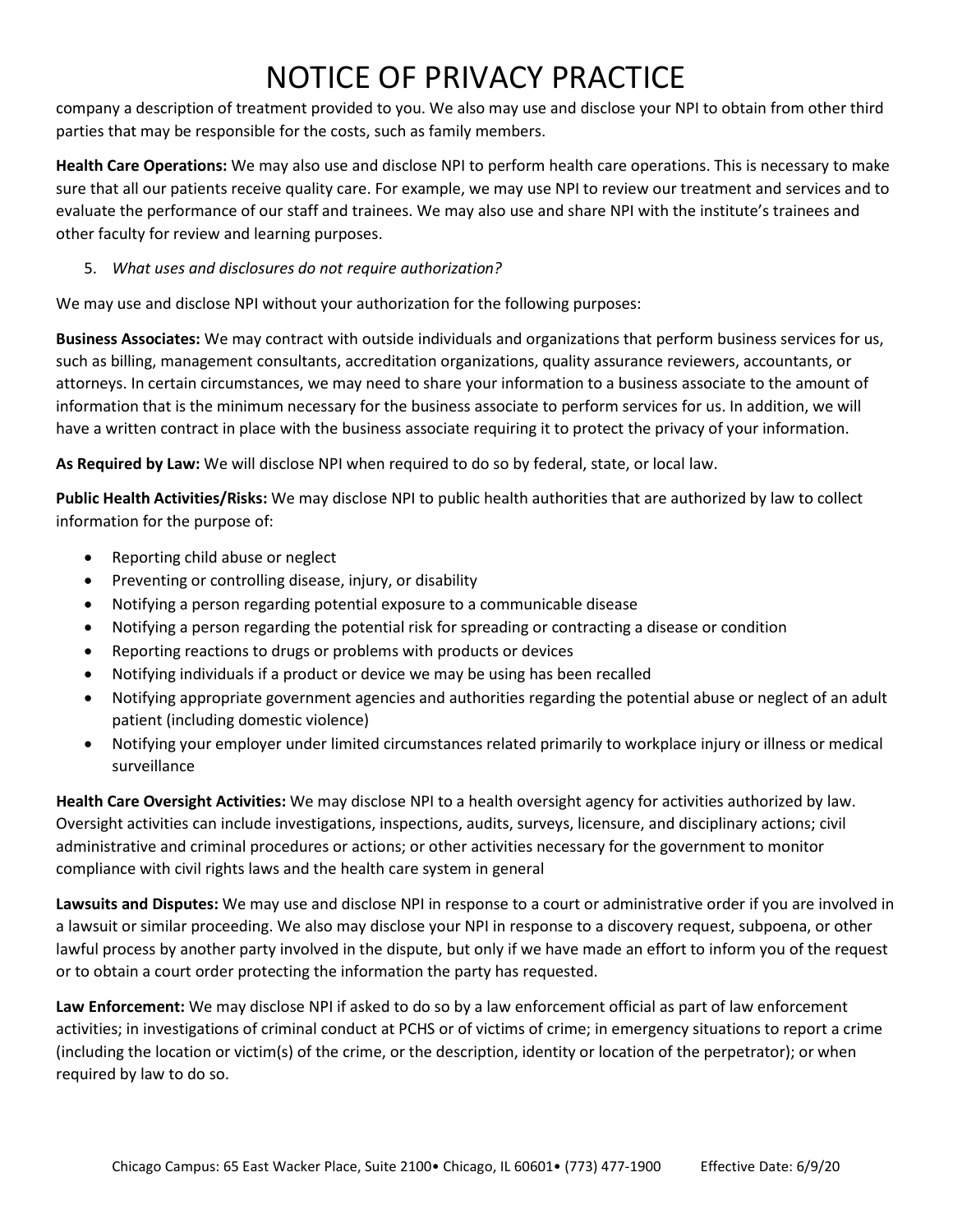company a description of treatment provided to you. We also may use and disclose your NPI to obtain from other third parties that may be responsible for the costs, such as family members.

**Health Care Operations:** We may also use and disclose NPI to perform health care operations. This is necessary to make sure that all our patients receive quality care. For example, we may use NPI to review our treatment and services and to evaluate the performance of our staff and trainees. We may also use and share NPI with the institute's trainees and other faculty for review and learning purposes.

5. *What uses and disclosures do not require authorization?*

We may use and disclose NPI without your authorization for the following purposes:

**Business Associates:** We may contract with outside individuals and organizations that perform business services for us, such as billing, management consultants, accreditation organizations, quality assurance reviewers, accountants, or attorneys. In certain circumstances, we may need to share your information to a business associate to the amount of information that is the minimum necessary for the business associate to perform services for us. In addition, we will have a written contract in place with the business associate requiring it to protect the privacy of your information.

**As Required by Law:** We will disclose NPI when required to do so by federal, state, or local law.

**Public Health Activities/Risks:** We may disclose NPI to public health authorities that are authorized by law to collect information for the purpose of:

- Reporting child abuse or neglect
- Preventing or controlling disease, injury, or disability
- Notifying a person regarding potential exposure to a communicable disease
- Notifying a person regarding the potential risk for spreading or contracting a disease or condition
- Reporting reactions to drugs or problems with products or devices
- Notifying individuals if a product or device we may be using has been recalled
- Notifying appropriate government agencies and authorities regarding the potential abuse or neglect of an adult patient (including domestic violence)
- Notifying your employer under limited circumstances related primarily to workplace injury or illness or medical surveillance

**Health Care Oversight Activities:** We may disclose NPI to a health oversight agency for activities authorized by law. Oversight activities can include investigations, inspections, audits, surveys, licensure, and disciplinary actions; civil administrative and criminal procedures or actions; or other activities necessary for the government to monitor compliance with civil rights laws and the health care system in general

**Lawsuits and Disputes:** We may use and disclose NPI in response to a court or administrative order if you are involved in a lawsuit or similar proceeding. We also may disclose your NPI in response to a discovery request, subpoena, or other lawful process by another party involved in the dispute, but only if we have made an effort to inform you of the request or to obtain a court order protecting the information the party has requested.

**Law Enforcement:** We may disclose NPI if asked to do so by a law enforcement official as part of law enforcement activities; in investigations of criminal conduct at PCHS or of victims of crime; in emergency situations to report a crime (including the location or victim(s) of the crime, or the description, identity or location of the perpetrator); or when required by law to do so.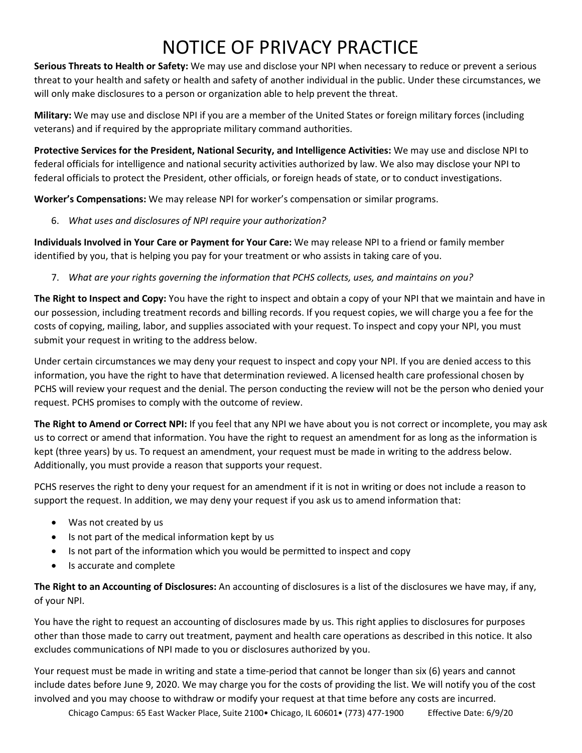# NOTICE OF PRIVACY PRACTICE

**Serious Threats to Health or Safety:** We may use and disclose your NPI when necessary to reduce or prevent a serious threat to your health and safety or health and safety of another individual in the public. Under these circumstances, we will only make disclosures to a person or organization able to help prevent the threat.

**Military:** We may use and disclose NPI if you are a member of the United States or foreign military forces (including veterans) and if required by the appropriate military command authorities.

**Protective Services for the President, National Security, and Intelligence Activities:** We may use and disclose NPI to federal officials for intelligence and national security activities authorized by law. We also may disclose your NPI to federal officials to protect the President, other officials, or foreign heads of state, or to conduct investigations.

**Worker's Compensations:** We may release NPI for worker's compensation or similar programs.

6. *What uses and disclosures of NPI require your authorization?*

**Individuals Involved in Your Care or Payment for Your Care:** We may release NPI to a friend or family member identified by you, that is helping you pay for your treatment or who assists in taking care of you.

7. *What are your rights governing the information that PCHS collects, uses, and maintains on you?*

**The Right to Inspect and Copy:** You have the right to inspect and obtain a copy of your NPI that we maintain and have in our possession, including treatment records and billing records. If you request copies, we will charge you a fee for the costs of copying, mailing, labor, and supplies associated with your request. To inspect and copy your NPI, you must submit your request in writing to the address below.

Under certain circumstances we may deny your request to inspect and copy your NPI. If you are denied access to this information, you have the right to have that determination reviewed. A licensed health care professional chosen by PCHS will review your request and the denial. The person conducting the review will not be the person who denied your request. PCHS promises to comply with the outcome of review.

**The Right to Amend or Correct NPI:** If you feel that any NPI we have about you is not correct or incomplete, you may ask us to correct or amend that information. You have the right to request an amendment for as long as the information is kept (three years) by us. To request an amendment, your request must be made in writing to the address below. Additionally, you must provide a reason that supports your request.

PCHS reserves the right to deny your request for an amendment if it is not in writing or does not include a reason to support the request. In addition, we may deny your request if you ask us to amend information that:

- Was not created by us
- Is not part of the medical information kept by us
- Is not part of the information which you would be permitted to inspect and copy
- Is accurate and complete

**The Right to an Accounting of Disclosures:** An accounting of disclosures is a list of the disclosures we have may, if any, of your NPI.

You have the right to request an accounting of disclosures made by us. This right applies to disclosures for purposes other than those made to carry out treatment, payment and health care operations as described in this notice. It also excludes communications of NPI made to you or disclosures authorized by you.

Your request must be made in writing and state a time-period that cannot be longer than six (6) years and cannot include dates before June 9, 2020. We may charge you for the costs of providing the list. We will notify you of the cost involved and you may choose to withdraw or modify your request at that time before any costs are incurred.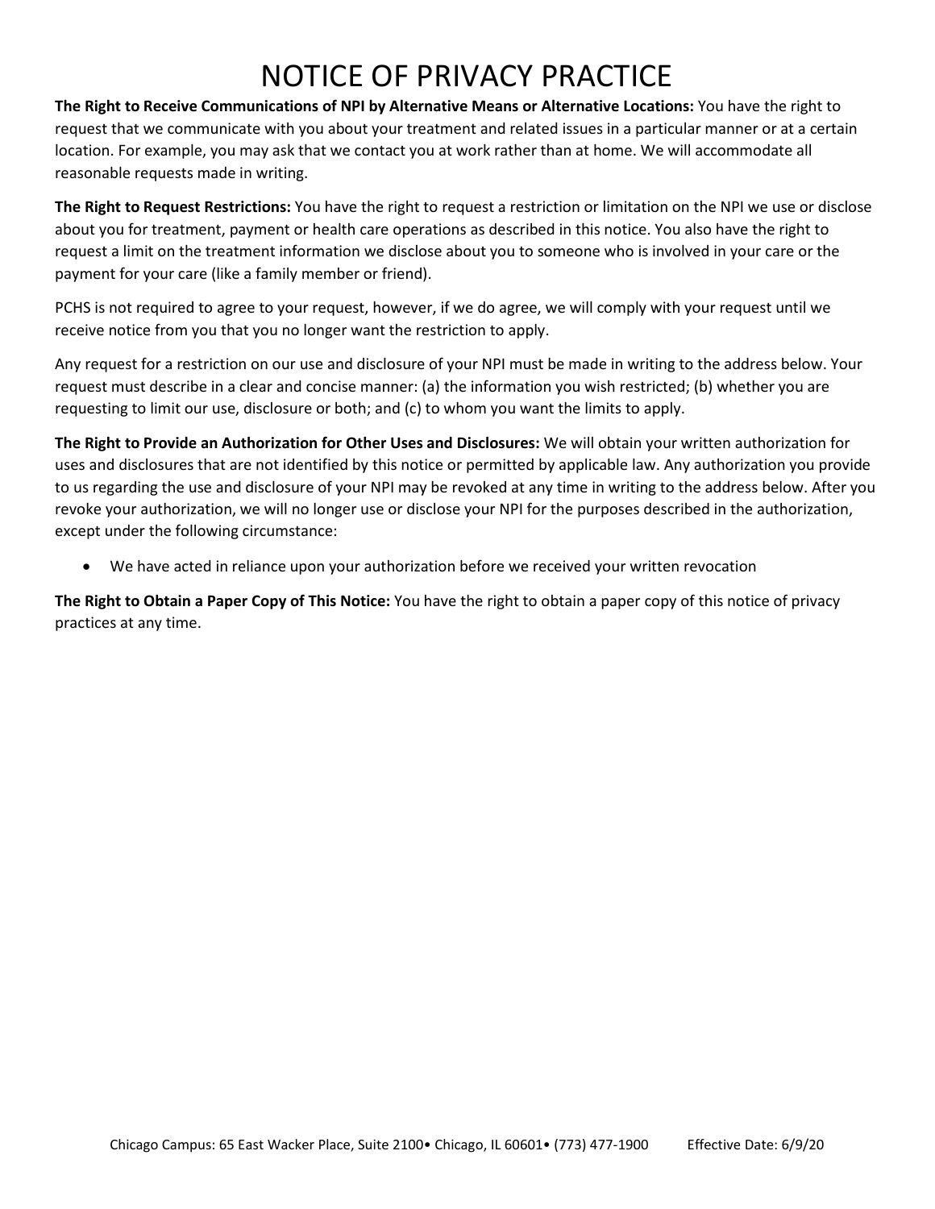# NOTICE OF PRIVACY PRACTICE

**The Right to Receive Communications of NPI by Alternative Means or Alternative Locations:** You have the right to request that we communicate with you about your treatment and related issues in a particular manner or at a certain location. For example, you may ask that we contact you at work rather than at home. We will accommodate all reasonable requests made in writing.

**The Right to Request Restrictions:** You have the right to request a restriction or limitation on the NPI we use or disclose about you for treatment, payment or health care operations as described in this notice. You also have the right to request a limit on the treatment information we disclose about you to someone who is involved in your care or the payment for your care (like a family member or friend).

PCHS is not required to agree to your request, however, if we do agree, we will comply with your request until we receive notice from you that you no longer want the restriction to apply.

Any request for a restriction on our use and disclosure of your NPI must be made in writing to the address below. Your request must describe in a clear and concise manner: (a) the information you wish restricted; (b) whether you are requesting to limit our use, disclosure or both; and (c) to whom you want the limits to apply.

**The Right to Provide an Authorization for Other Uses and Disclosures:** We will obtain your written authorization for uses and disclosures that are not identified by this notice or permitted by applicable law. Any authorization you provide to us regarding the use and disclosure of your NPI may be revoked at any time in writing to the address below. After you revoke your authorization, we will no longer use or disclose your NPI for the purposes described in the authorization, except under the following circumstance:

- We have acted in reliance upon your authorization before we received your written revocation

**The Right to Obtain a Paper Copy of This Notice:** You have the right to obtain a paper copy of this notice of privacy practices at any time.

Chicago Campus: 65 East Wacker Place, Suite 2100• Chicago, IL 60601• (773) 477-1900 Effective Date: 6/9/20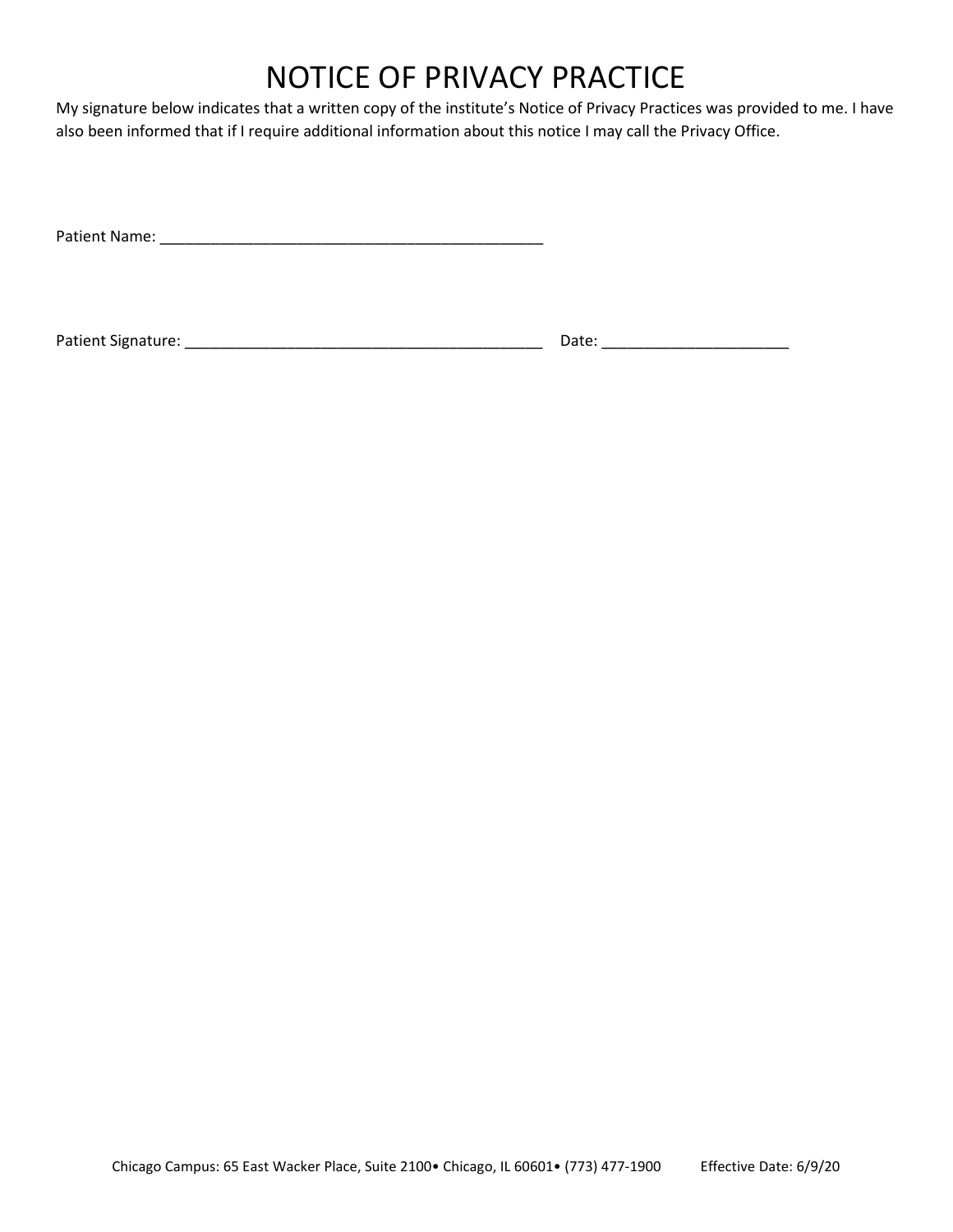# NOTICE OF PRIVACY PRACTICE

My signature below indicates that a written copy of the institute's Notice of Privacy Practices was provided to me. I have also been informed that if I require additional information about this notice I may call the Privacy Office.

Patient Name: _______________________________________________

Patient Signature: ____________________________________________ Date: ______________________

Chicago Campus: 65 East Wacker Place, Suite 2100• Chicago, IL 60601• (773) 477-1900 Effective Date: 6/9/20